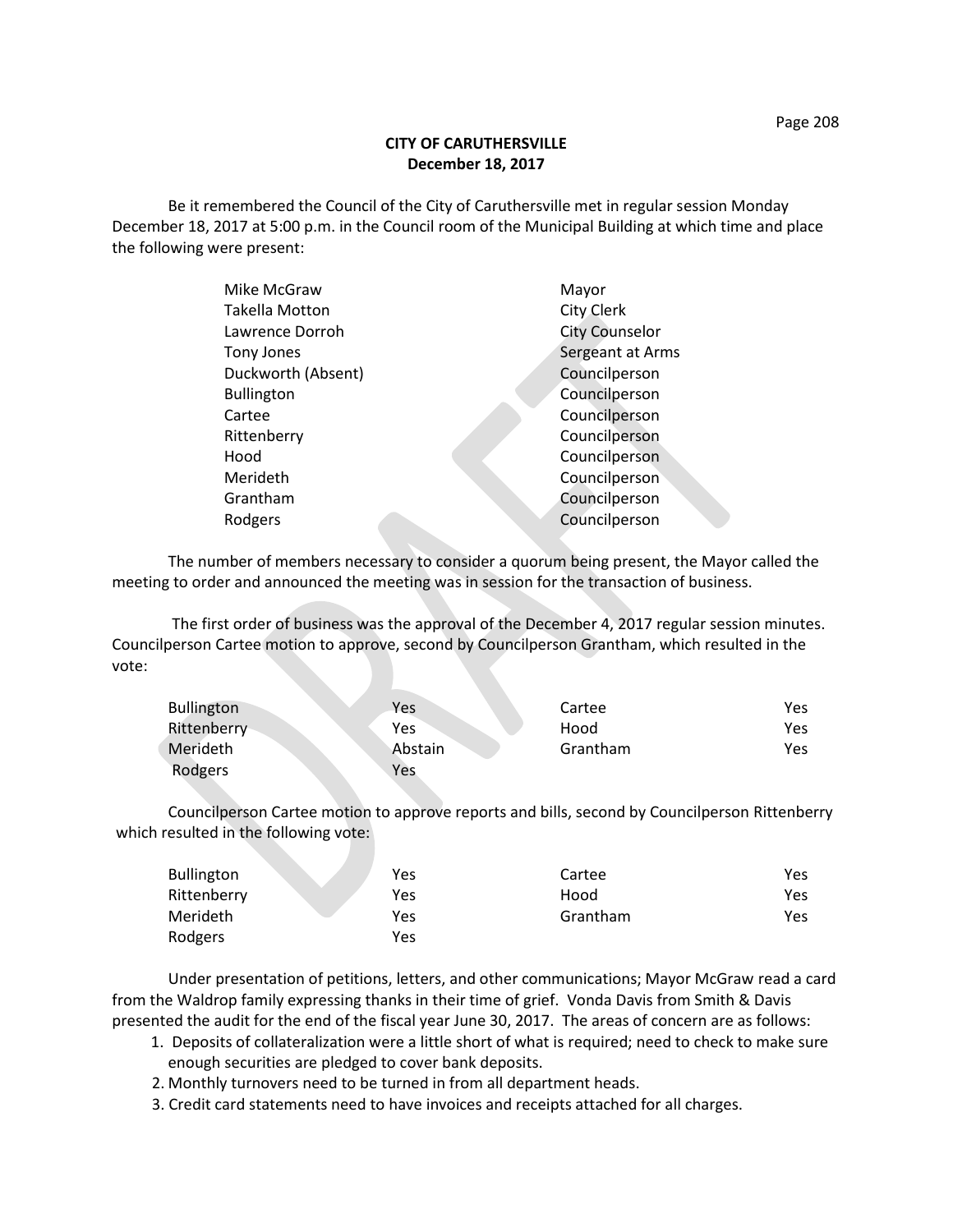# CITY OF CARUTHERSVILLE
## December 18, 2017

Be it remembered the Council of the City of Caruthersville met in regular session Monday December 18, 2017 at 5:00 p.m. in the Council room of the Municipal Building at which time and place the following were present:

| | |
|---|---|
| Mike McGraw | Mayor |
| Takella Motton | City Clerk |
| Lawrence Dorroh | City Counselor |
| Tony Jones | Sergeant at Arms |
| Duckworth (Absent) | Councilperson |
| Bullington | Councilperson |
| Cartee | Councilperson |
| Rittenberry | Councilperson |
| Hood | Councilperson |
| Merideth | Councilperson |
| Grantham | Councilperson |
| Rodgers | Councilperson |

The number of members necessary to consider a quorum being present, the Mayor called the meeting to order and announced the meeting was in session for the transaction of business.

The first order of business was the approval of the December 4, 2017 regular session minutes. Councilperson Cartee motion to approve, second by Councilperson Grantham, which resulted in the vote:

| | | | |
|---|---|---|---|
| Bullington | Yes | Cartee | Yes |
| Rittenberry | Yes | Hood | Yes |
| Merideth | Abstain | Grantham | Yes |
| Rodgers | Yes | | |

Councilperson Cartee motion to approve reports and bills, second by Councilperson Rittenberry which resulted in the following vote:

| | | | |
|---|---|---|---|
| Bullington | Yes | Cartee | Yes |
| Rittenberry | Yes | Hood | Yes |
| Merideth | Yes | Grantham | Yes |
| Rodgers | Yes | | |

Under presentation of petitions, letters, and other communications; Mayor McGraw read a card from the Waldrop family expressing thanks in their time of grief. Vonda Davis from Smith & Davis presented the audit for the end of the fiscal year June 30, 2017. The areas of concern are as follows:

1. Deposits of collateralization were a little short of what is required; need to check to make sure enough securities are pledged to cover bank deposits.
2. Monthly turnovers need to be turned in from all department heads.
3. Credit card statements need to have invoices and receipts attached for all charges.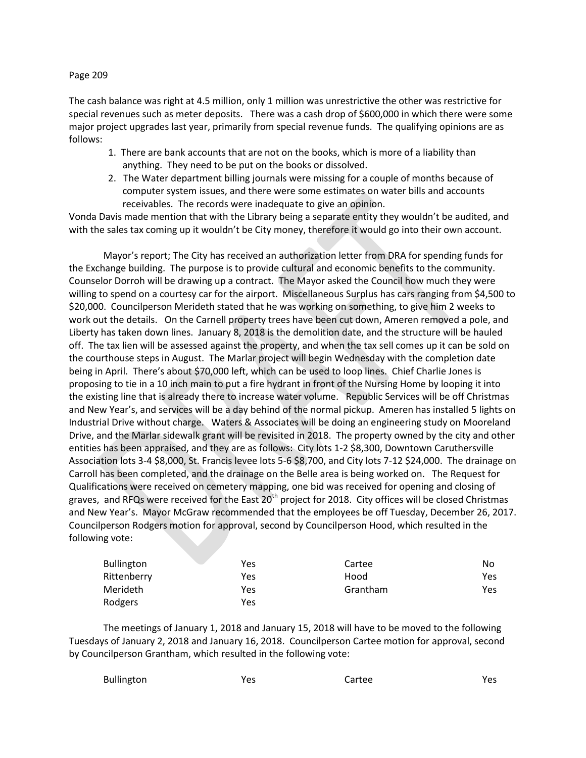The cash balance was right at 4.5 million, only 1 million was unrestrictive the other was restrictive for special revenues such as meter deposits. There was a cash drop of $600,000 in which there were some major project upgrades last year, primarily from special revenue funds. The qualifying opinions are as follows:

1. There are bank accounts that are not on the books, which is more of a liability than anything. They need to be put on the books or dissolved.
2. The Water department billing journals were missing for a couple of months because of computer system issues, and there were some estimates on water bills and accounts receivables. The records were inadequate to give an opinion.

Vonda Davis made mention that with the Library being a separate entity they wouldn't be audited, and with the sales tax coming up it wouldn't be City money, therefore it would go into their own account.

Mayor's report; The City has received an authorization letter from DRA for spending funds for the Exchange building. The purpose is to provide cultural and economic benefits to the community. Counselor Dorroh will be drawing up a contract. The Mayor asked the Council how much they were willing to spend on a courtesy car for the airport. Miscellaneous Surplus has cars ranging from $4,500 to $20,000. Councilperson Merideth stated that he was working on something, to give him 2 weeks to work out the details. On the Carnell property trees have been cut down, Ameren removed a pole, and Liberty has taken down lines. January 8, 2018 is the demolition date, and the structure will be hauled off. The tax lien will be assessed against the property, and when the tax sell comes up it can be sold on the courthouse steps in August. The Marlar project will begin Wednesday with the completion date being in April. There's about $70,000 left, which can be used to loop lines. Chief Charlie Jones is proposing to tie in a 10 inch main to put a fire hydrant in front of the Nursing Home by looping it into the existing line that is already there to increase water volume. Republic Services will be off Christmas and New Year's, and services will be a day behind of the normal pickup. Ameren has installed 5 lights on Industrial Drive without charge. Waters & Associates will be doing an engineering study on Mooreland Drive, and the Marlar sidewalk grant will be revisited in 2018. The property owned by the city and other entities has been appraised, and they are as follows: City lots 1-2 $8,300, Downtown Caruthersville Association lots 3-4 $8,000, St. Francis levee lots 5-6 $8,700, and City lots 7-12 $24,000. The drainage on Carroll has been completed, and the drainage on the Belle area is being worked on. The Request for Qualifications were received on cemetery mapping, one bid was received for opening and closing of graves, and RFQs were received for the East 20th project for 2018. City offices will be closed Christmas and New Year's. Mayor McGraw recommended that the employees be off Tuesday, December 26, 2017. Councilperson Rodgers motion for approval, second by Councilperson Hood, which resulted in the following vote:

| | | | |
|---|---|---|---|
| Bullington | Yes | Cartee | No |
| Rittenberry | Yes | Hood | Yes |
| Merideth | Yes | Grantham | Yes |
| Rodgers | Yes | | |

The meetings of January 1, 2018 and January 15, 2018 will have to be moved to the following Tuesdays of January 2, 2018 and January 16, 2018. Councilperson Cartee motion for approval, second by Councilperson Grantham, which resulted in the following vote:

| | | | |
|---|---|---|---|
| Bullington | Yes | Cartee | Yes |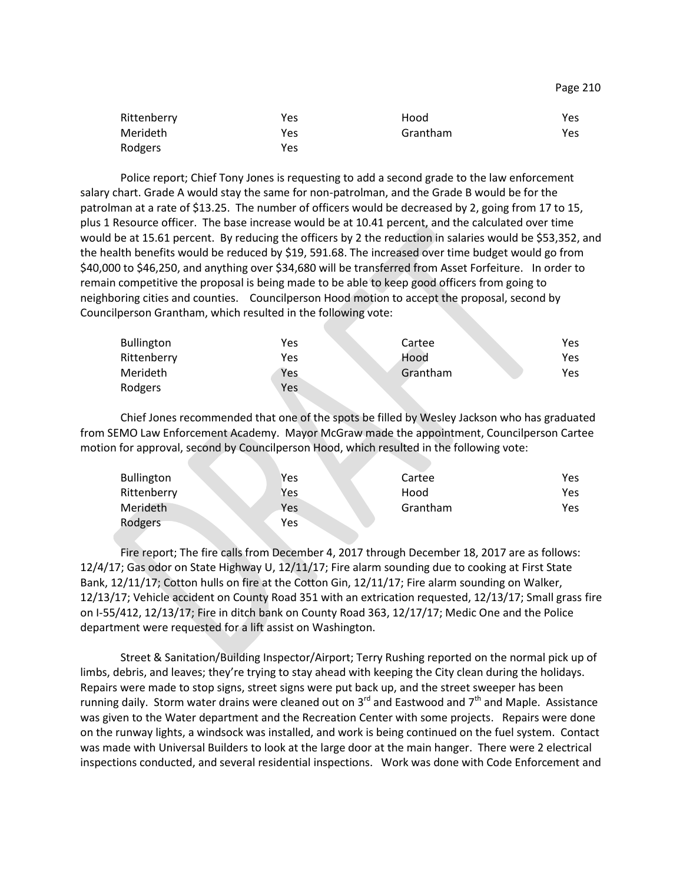| | | | |
|---|---|---|---|
| Rittenberry | Yes | Hood | Yes |
| Merideth | Yes | Grantham | Yes |
| Rodgers | Yes | | |

Police report; Chief Tony Jones is requesting to add a second grade to the law enforcement salary chart. Grade A would stay the same for non-patrolman, and the Grade B would be for the patrolman at a rate of $13.25. The number of officers would be decreased by 2, going from 17 to 15, plus 1 Resource officer. The base increase would be at 10.41 percent, and the calculated over time would be at 15.61 percent. By reducing the officers by 2 the reduction in salaries would be $53,352, and the health benefits would be reduced by $19, 591.68. The increased over time budget would go from $40,000 to $46,250, and anything over $34,680 will be transferred from Asset Forfeiture. In order to remain competitive the proposal is being made to be able to keep good officers from going to neighboring cities and counties. Councilperson Hood motion to accept the proposal, second by Councilperson Grantham, which resulted in the following vote:

| | | | |
|---|---|---|---|
| Bullington | Yes | Cartee | Yes |
| Rittenberry | Yes | Hood | Yes |
| Merideth | Yes | Grantham | Yes |
| Rodgers | Yes | | |

Chief Jones recommended that one of the spots be filled by Wesley Jackson who has graduated from SEMO Law Enforcement Academy. Mayor McGraw made the appointment, Councilperson Cartee motion for approval, second by Councilperson Hood, which resulted in the following vote:

| | | | |
|---|---|---|---|
| Bullington | Yes | Cartee | Yes |
| Rittenberry | Yes | Hood | Yes |
| Merideth | Yes | Grantham | Yes |
| Rodgers | Yes | | |

Fire report; The fire calls from December 4, 2017 through December 18, 2017 are as follows: 12/4/17; Gas odor on State Highway U, 12/11/17; Fire alarm sounding due to cooking at First State Bank, 12/11/17; Cotton hulls on fire at the Cotton Gin, 12/11/17; Fire alarm sounding on Walker, 12/13/17; Vehicle accident on County Road 351 with an extrication requested, 12/13/17; Small grass fire on I-55/412, 12/13/17; Fire in ditch bank on County Road 363, 12/17/17; Medic One and the Police department were requested for a lift assist on Washington.

Street & Sanitation/Building Inspector/Airport; Terry Rushing reported on the normal pick up of limbs, debris, and leaves; they're trying to stay ahead with keeping the City clean during the holidays. Repairs were made to stop signs, street signs were put back up, and the street sweeper has been running daily. Storm water drains were cleaned out on 3rd and Eastwood and 7th and Maple. Assistance was given to the Water department and the Recreation Center with some projects. Repairs were done on the runway lights, a windsock was installed, and work is being continued on the fuel system. Contact was made with Universal Builders to look at the large door at the main hanger. There were 2 electrical inspections conducted, and several residential inspections. Work was done with Code Enforcement and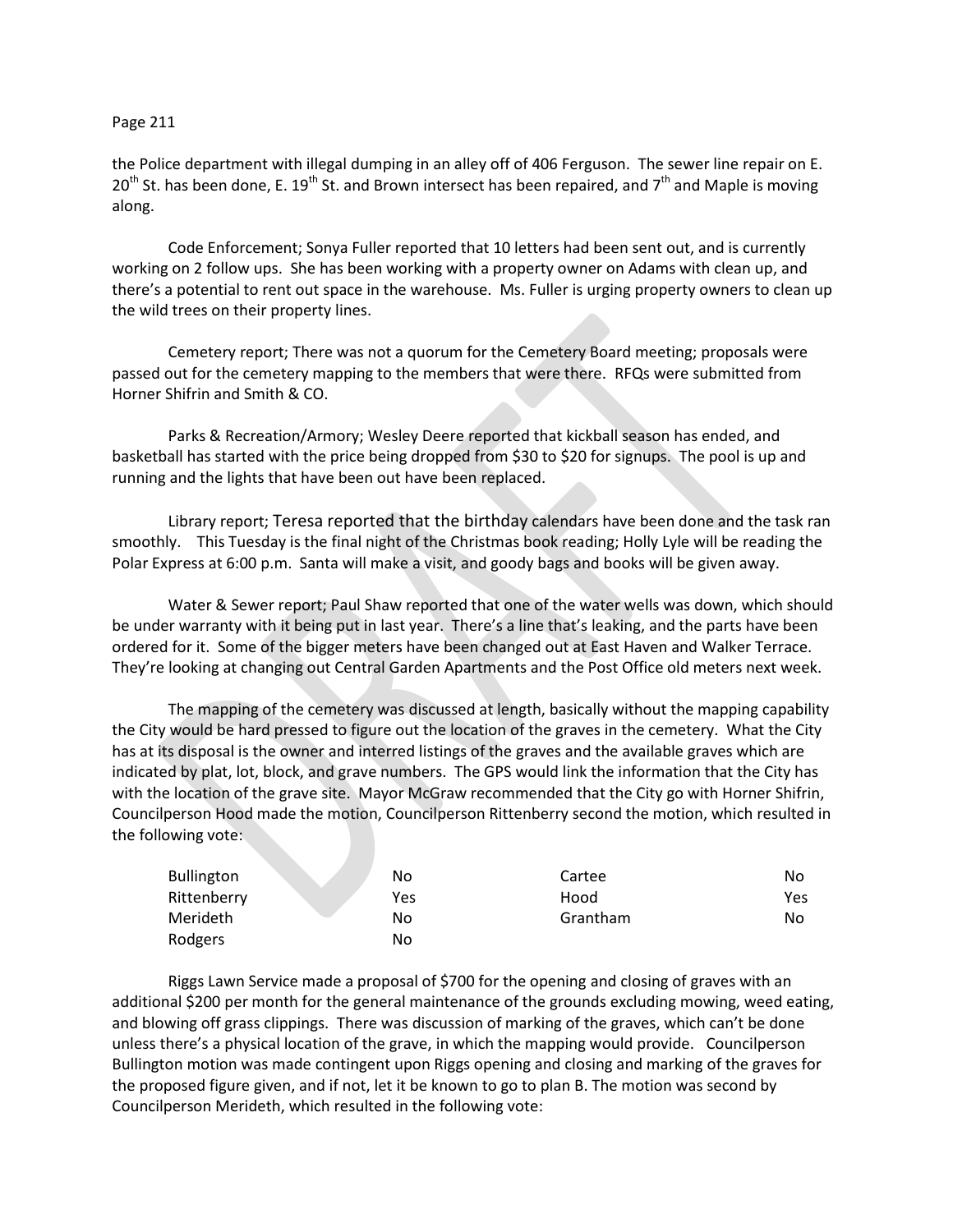the Police department with illegal dumping in an alley off of 406 Ferguson. The sewer line repair on E. 20th St. has been done, E. 19th St. and Brown intersect has been repaired, and 7th and Maple is moving along.

Code Enforcement; Sonya Fuller reported that 10 letters had been sent out, and is currently working on 2 follow ups. She has been working with a property owner on Adams with clean up, and there's a potential to rent out space in the warehouse. Ms. Fuller is urging property owners to clean up the wild trees on their property lines.

Cemetery report; There was not a quorum for the Cemetery Board meeting; proposals were passed out for the cemetery mapping to the members that were there. RFQs were submitted from Horner Shifrin and Smith & CO.

Parks & Recreation/Armory; Wesley Deere reported that kickball season has ended, and basketball has started with the price being dropped from $30 to $20 for signups. The pool is up and running and the lights that have been out have been replaced.

Library report; Teresa reported that the birthday calendars have been done and the task ran smoothly. This Tuesday is the final night of the Christmas book reading; Holly Lyle will be reading the Polar Express at 6:00 p.m. Santa will make a visit, and goody bags and books will be given away.

Water & Sewer report; Paul Shaw reported that one of the water wells was down, which should be under warranty with it being put in last year. There's a line that's leaking, and the parts have been ordered for it. Some of the bigger meters have been changed out at East Haven and Walker Terrace. They're looking at changing out Central Garden Apartments and the Post Office old meters next week.

The mapping of the cemetery was discussed at length, basically without the mapping capability the City would be hard pressed to figure out the location of the graves in the cemetery. What the City has at its disposal is the owner and interred listings of the graves and the available graves which are indicated by plat, lot, block, and grave numbers. The GPS would link the information that the City has with the location of the grave site. Mayor McGraw recommended that the City go with Horner Shifrin, Councilperson Hood made the motion, Councilperson Rittenberry second the motion, which resulted in the following vote:

| | | | |
|---|---|---|---|
| Bullington | No | Cartee | No |
| Rittenberry | Yes | Hood | Yes |
| Merideth | No | Grantham | No |
| Rodgers | No | | |

Riggs Lawn Service made a proposal of $700 for the opening and closing of graves with an additional $200 per month for the general maintenance of the grounds excluding mowing, weed eating, and blowing off grass clippings. There was discussion of marking of the graves, which can't be done unless there's a physical location of the grave, in which the mapping would provide. Councilperson Bullington motion was made contingent upon Riggs opening and closing and marking of the graves for the proposed figure given, and if not, let it be known to go to plan B. The motion was second by Councilperson Merideth, which resulted in the following vote: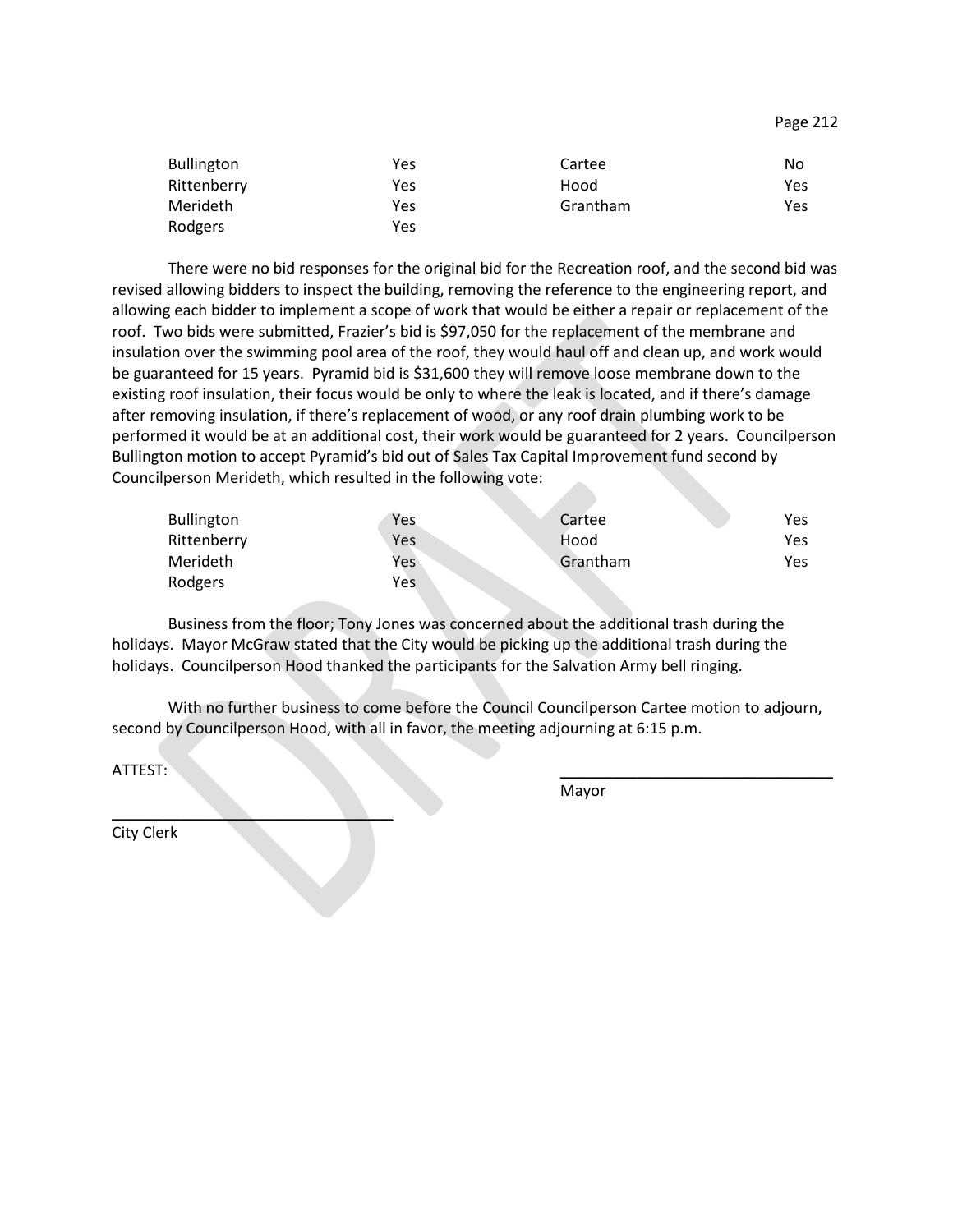| | | | |
|---|---|---|---|
| Bullington | Yes | Cartee | No |
| Rittenberry | Yes | Hood | Yes |
| Merideth | Yes | Grantham | Yes |
| Rodgers | Yes | | |

There were no bid responses for the original bid for the Recreation roof, and the second bid was revised allowing bidders to inspect the building, removing the reference to the engineering report, and allowing each bidder to implement a scope of work that would be either a repair or replacement of the roof. Two bids were submitted, Frazier's bid is $97,050 for the replacement of the membrane and insulation over the swimming pool area of the roof, they would haul off and clean up, and work would be guaranteed for 15 years. Pyramid bid is $31,600 they will remove loose membrane down to the existing roof insulation, their focus would be only to where the leak is located, and if there's damage after removing insulation, if there's replacement of wood, or any roof drain plumbing work to be performed it would be at an additional cost, their work would be guaranteed for 2 years. Councilperson Bullington motion to accept Pyramid's bid out of Sales Tax Capital Improvement fund second by Councilperson Merideth, which resulted in the following vote:

| | | | |
|---|---|---|---|
| Bullington | Yes | Cartee | Yes |
| Rittenberry | Yes | Hood | Yes |
| Merideth | Yes | Grantham | Yes |
| Rodgers | Yes | | |

Business from the floor; Tony Jones was concerned about the additional trash during the holidays. Mayor McGraw stated that the City would be picking up the additional trash during the holidays. Councilperson Hood thanked the participants for the Salvation Army bell ringing.

With no further business to come before the Council Councilperson Cartee motion to adjourn, second by Councilperson Hood, with all in favor, the meeting adjourning at 6:15 p.m.

ATTEST:

\_\_\_\_\_\_\_\_\_\_\_\_\_\_\_\_\_\_\_\_\_\_\_\_\_\_\_\_\_\_\_\_
Mayor

\_\_\_\_\_\_\_\_\_\_\_\_\_\_\_\_\_\_\_\_\_\_\_\_\_\_\_\_\_\_\_\_
City Clerk